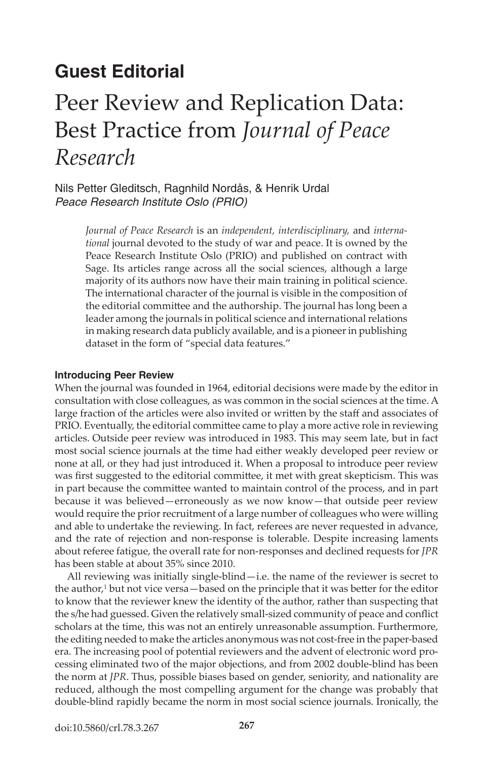## Guest Editorial

# Peer Review and Replication Data: Best Practice from *Journal of Peace Research*

Nils Petter Gleditsch, Ragnhild Nordås, & Henrik Urdal
*Peace Research Institute Oslo (PRIO)*

> *Journal of Peace Research* is an *independent, interdisciplinary,* and *international* journal devoted to the study of war and peace. It is owned by the Peace Research Institute Oslo (PRIO) and published on contract with Sage. Its articles range across all the social sciences, although a large majority of its authors now have their main training in political science. The international character of the journal is visible in the composition of the editorial committee and the authorship. The journal has long been a leader among the journals in political science and international relations in making research data publicly available, and is a pioneer in publishing dataset in the form of "special data features."

### Introducing Peer Review

When the journal was founded in 1964, editorial decisions were made by the editor in consultation with close colleagues, as was common in the social sciences at the time. A large fraction of the articles were also invited or written by the staff and associates of PRIO. Eventually, the editorial committee came to play a more active role in reviewing articles. Outside peer review was introduced in 1983. This may seem late, but in fact most social science journals at the time had either weakly developed peer review or none at all, or they had just introduced it. When a proposal to introduce peer review was first suggested to the editorial committee, it met with great skepticism. This was in part because the committee wanted to maintain control of the process, and in part because it was believed—erroneously as we now know—that outside peer review would require the prior recruitment of a large number of colleagues who were willing and able to undertake the reviewing. In fact, referees are never requested in advance, and the rate of rejection and non-response is tolerable. Despite increasing laments about referee fatigue, the overall rate for non-responses and declined requests for *JPR* has been stable at about 35% since 2010.

All reviewing was initially single-blind—i.e. the name of the reviewer is secret to the author,[1] but not vice versa—based on the principle that it was better for the editor to know that the reviewer knew the identity of the author, rather than suspecting that the s/he had guessed. Given the relatively small-sized community of peace and conflict scholars at the time, this was not an entirely unreasonable assumption. Furthermore, the editing needed to make the articles anonymous was not cost-free in the paper-based era. The increasing pool of potential reviewers and the advent of electronic word processing eliminated two of the major objections, and from 2002 double-blind has been the norm at *JPR*. Thus, possible biases based on gender, seniority, and nationality are reduced, although the most compelling argument for the change was probably that double-blind rapidly became the norm in most social science journals. Ironically, the

doi:10.5860/crl.78.3.267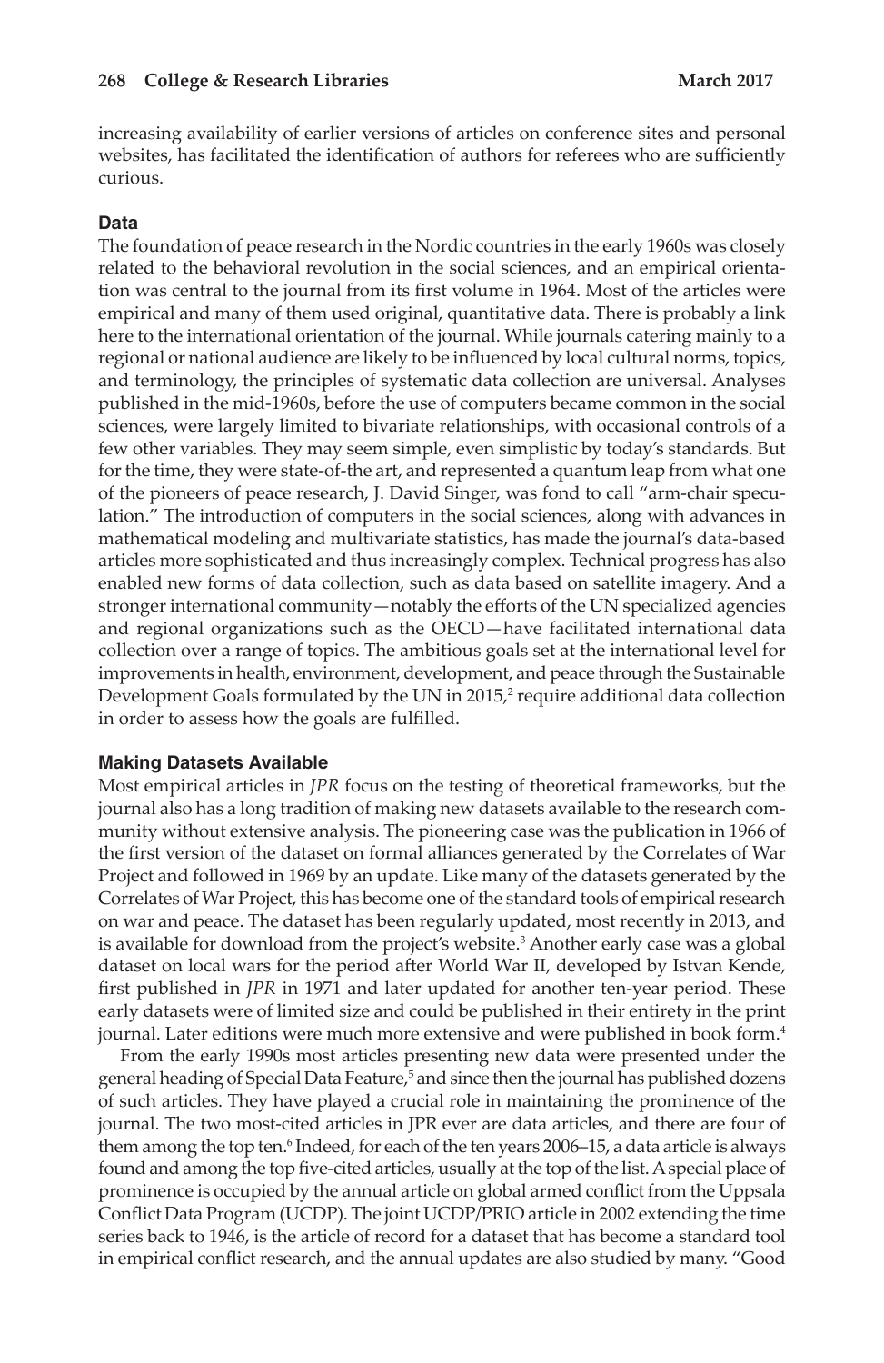increasing availability of earlier versions of articles on conference sites and personal websites, has facilitated the identification of authors for referees who are sufficiently curious.

### Data

The foundation of peace research in the Nordic countries in the early 1960s was closely related to the behavioral revolution in the social sciences, and an empirical orientation was central to the journal from its first volume in 1964. Most of the articles were empirical and many of them used original, quantitative data. There is probably a link here to the international orientation of the journal. While journals catering mainly to a regional or national audience are likely to be influenced by local cultural norms, topics, and terminology, the principles of systematic data collection are universal. Analyses published in the mid-1960s, before the use of computers became common in the social sciences, were largely limited to bivariate relationships, with occasional controls of a few other variables. They may seem simple, even simplistic by today's standards. But for the time, they were state-of-the art, and represented a quantum leap from what one of the pioneers of peace research, J. David Singer, was fond to call "arm-chair speculation." The introduction of computers in the social sciences, along with advances in mathematical modeling and multivariate statistics, has made the journal's data-based articles more sophisticated and thus increasingly complex. Technical progress has also enabled new forms of data collection, such as data based on satellite imagery. And a stronger international community—notably the efforts of the UN specialized agencies and regional organizations such as the OECD—have facilitated international data collection over a range of topics. The ambitious goals set at the international level for improvements in health, environment, development, and peace through the Sustainable Development Goals formulated by the UN in 2015,[2] require additional data collection in order to assess how the goals are fulfilled.

### Making Datasets Available

Most empirical articles in *JPR* focus on the testing of theoretical frameworks, but the journal also has a long tradition of making new datasets available to the research community without extensive analysis. The pioneering case was the publication in 1966 of the first version of the dataset on formal alliances generated by the Correlates of War Project and followed in 1969 by an update. Like many of the datasets generated by the Correlates of War Project, this has become one of the standard tools of empirical research on war and peace. The dataset has been regularly updated, most recently in 2013, and is available for download from the project's website.[3] Another early case was a global dataset on local wars for the period after World War II, developed by Istvan Kende, first published in *JPR* in 1971 and later updated for another ten-year period. These early datasets were of limited size and could be published in their entirety in the print journal. Later editions were much more extensive and were published in book form.[4]

From the early 1990s most articles presenting new data were presented under the general heading of Special Data Feature,[5] and since then the journal has published dozens of such articles. They have played a crucial role in maintaining the prominence of the journal. The two most-cited articles in JPR ever are data articles, and there are four of them among the top ten.[6] Indeed, for each of the ten years 2006–15, a data article is always found and among the top five-cited articles, usually at the top of the list. A special place of prominence is occupied by the annual article on global armed conflict from the Uppsala Conflict Data Program (UCDP). The joint UCDP/PRIO article in 2002 extending the time series back to 1946, is the article of record for a dataset that has become a standard tool in empirical conflict research, and the annual updates are also studied by many. "Good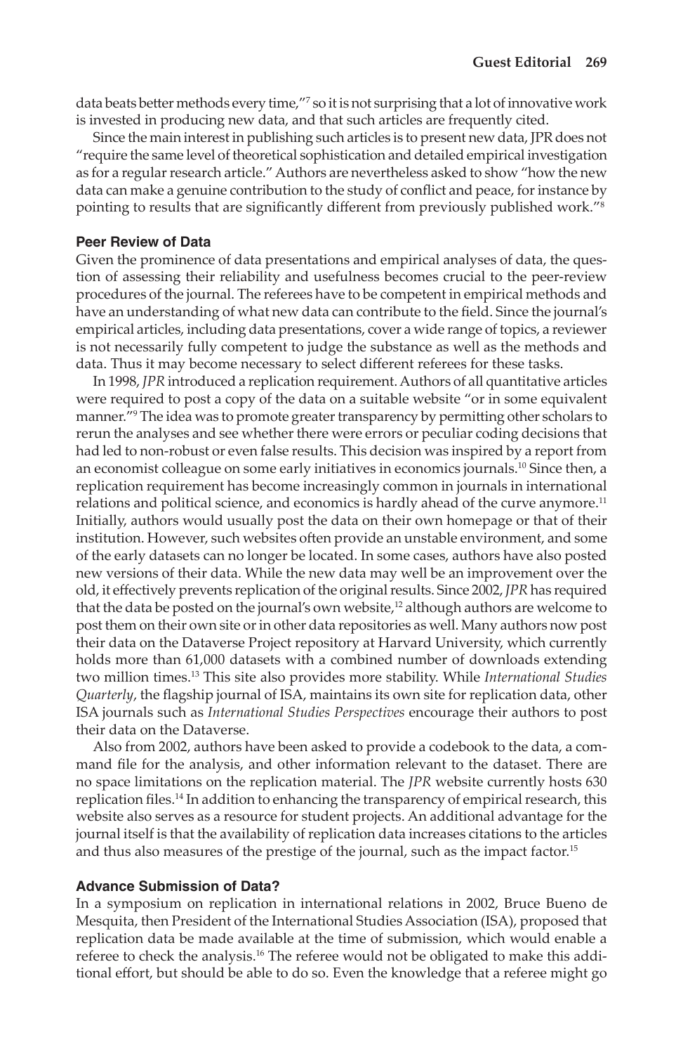data beats better methods every time,"[7] so it is not surprising that a lot of innovative work is invested in producing new data, and that such articles are frequently cited.

Since the main interest in publishing such articles is to present new data, JPR does not "require the same level of theoretical sophistication and detailed empirical investigation as for a regular research article." Authors are nevertheless asked to show "how the new data can make a genuine contribution to the study of conflict and peace, for instance by pointing to results that are significantly different from previously published work."[8]

### Peer Review of Data

Given the prominence of data presentations and empirical analyses of data, the question of assessing their reliability and usefulness becomes crucial to the peer-review procedures of the journal. The referees have to be competent in empirical methods and have an understanding of what new data can contribute to the field. Since the journal's empirical articles, including data presentations, cover a wide range of topics, a reviewer is not necessarily fully competent to judge the substance as well as the methods and data. Thus it may become necessary to select different referees for these tasks.

In 1998, *JPR* introduced a replication requirement. Authors of all quantitative articles were required to post a copy of the data on a suitable website "or in some equivalent manner."[9] The idea was to promote greater transparency by permitting other scholars to rerun the analyses and see whether there were errors or peculiar coding decisions that had led to non-robust or even false results. This decision was inspired by a report from an economist colleague on some early initiatives in economics journals.[10] Since then, a replication requirement has become increasingly common in journals in international relations and political science, and economics is hardly ahead of the curve anymore.[11] Initially, authors would usually post the data on their own homepage or that of their institution. However, such websites often provide an unstable environment, and some of the early datasets can no longer be located. In some cases, authors have also posted new versions of their data. While the new data may well be an improvement over the old, it effectively prevents replication of the original results. Since 2002, *JPR* has required that the data be posted on the journal's own website,[12] although authors are welcome to post them on their own site or in other data repositories as well. Many authors now post their data on the Dataverse Project repository at Harvard University, which currently holds more than 61,000 datasets with a combined number of downloads extending two million times.[13] This site also provides more stability. While *International Studies Quarterly*, the flagship journal of ISA, maintains its own site for replication data, other ISA journals such as *International Studies Perspectives* encourage their authors to post their data on the Dataverse.

Also from 2002, authors have been asked to provide a codebook to the data, a command file for the analysis, and other information relevant to the dataset. There are no space limitations on the replication material. The *JPR* website currently hosts 630 replication files.[14] In addition to enhancing the transparency of empirical research, this website also serves as a resource for student projects. An additional advantage for the journal itself is that the availability of replication data increases citations to the articles and thus also measures of the prestige of the journal, such as the impact factor.[15]

### Advance Submission of Data?

In a symposium on replication in international relations in 2002, Bruce Bueno de Mesquita, then President of the International Studies Association (ISA), proposed that replication data be made available at the time of submission, which would enable a referee to check the analysis.[16] The referee would not be obligated to make this additional effort, but should be able to do so. Even the knowledge that a referee might go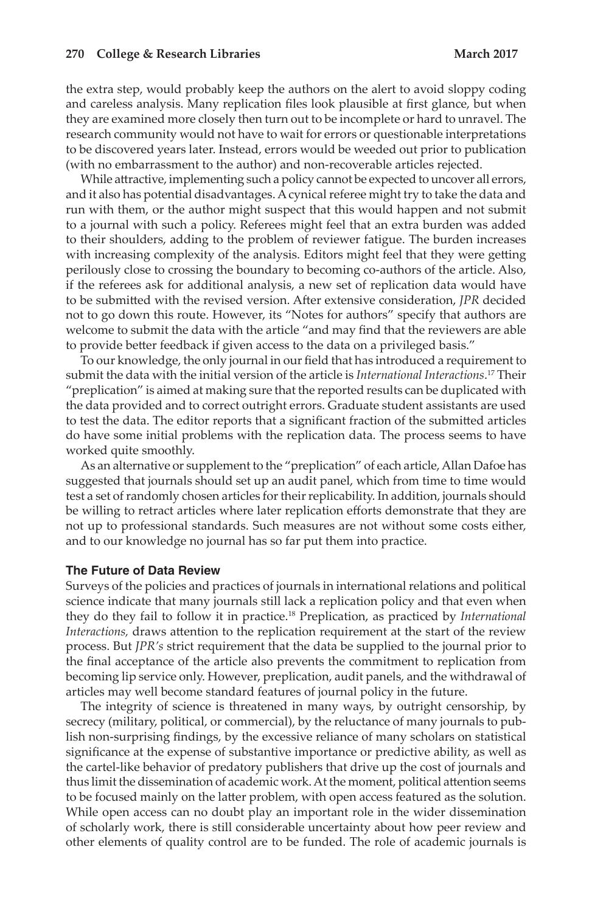the extra step, would probably keep the authors on the alert to avoid sloppy coding and careless analysis. Many replication files look plausible at first glance, but when they are examined more closely then turn out to be incomplete or hard to unravel. The research community would not have to wait for errors or questionable interpretations to be discovered years later. Instead, errors would be weeded out prior to publication (with no embarrassment to the author) and non-recoverable articles rejected.

While attractive, implementing such a policy cannot be expected to uncover all errors, and it also has potential disadvantages. A cynical referee might try to take the data and run with them, or the author might suspect that this would happen and not submit to a journal with such a policy. Referees might feel that an extra burden was added to their shoulders, adding to the problem of reviewer fatigue. The burden increases with increasing complexity of the analysis. Editors might feel that they were getting perilously close to crossing the boundary to becoming co-authors of the article. Also, if the referees ask for additional analysis, a new set of replication data would have to be submitted with the revised version. After extensive consideration, *JPR* decided not to go down this route. However, its "Notes for authors" specify that authors are welcome to submit the data with the article "and may find that the reviewers are able to provide better feedback if given access to the data on a privileged basis."

To our knowledge, the only journal in our field that has introduced a requirement to submit the data with the initial version of the article is *International Interactions*.[17] Their "preplication" is aimed at making sure that the reported results can be duplicated with the data provided and to correct outright errors. Graduate student assistants are used to test the data. The editor reports that a significant fraction of the submitted articles do have some initial problems with the replication data. The process seems to have worked quite smoothly.

As an alternative or supplement to the "preplication" of each article, Allan Dafoe has suggested that journals should set up an audit panel, which from time to time would test a set of randomly chosen articles for their replicability. In addition, journals should be willing to retract articles where later replication efforts demonstrate that they are not up to professional standards. Such measures are not without some costs either, and to our knowledge no journal has so far put them into practice.

## The Future of Data Review

Surveys of the policies and practices of journals in international relations and political science indicate that many journals still lack a replication policy and that even when they do they fail to follow it in practice.[18] Preplication, as practiced by *International Interactions,* draws attention to the replication requirement at the start of the review process. But *JPR's* strict requirement that the data be supplied to the journal prior to the final acceptance of the article also prevents the commitment to replication from becoming lip service only. However, preplication, audit panels, and the withdrawal of articles may well become standard features of journal policy in the future.

The integrity of science is threatened in many ways, by outright censorship, by secrecy (military, political, or commercial), by the reluctance of many journals to publish non-surprising findings, by the excessive reliance of many scholars on statistical significance at the expense of substantive importance or predictive ability, as well as the cartel-like behavior of predatory publishers that drive up the cost of journals and thus limit the dissemination of academic work. At the moment, political attention seems to be focused mainly on the latter problem, with open access featured as the solution. While open access can no doubt play an important role in the wider dissemination of scholarly work, there is still considerable uncertainty about how peer review and other elements of quality control are to be funded. The role of academic journals is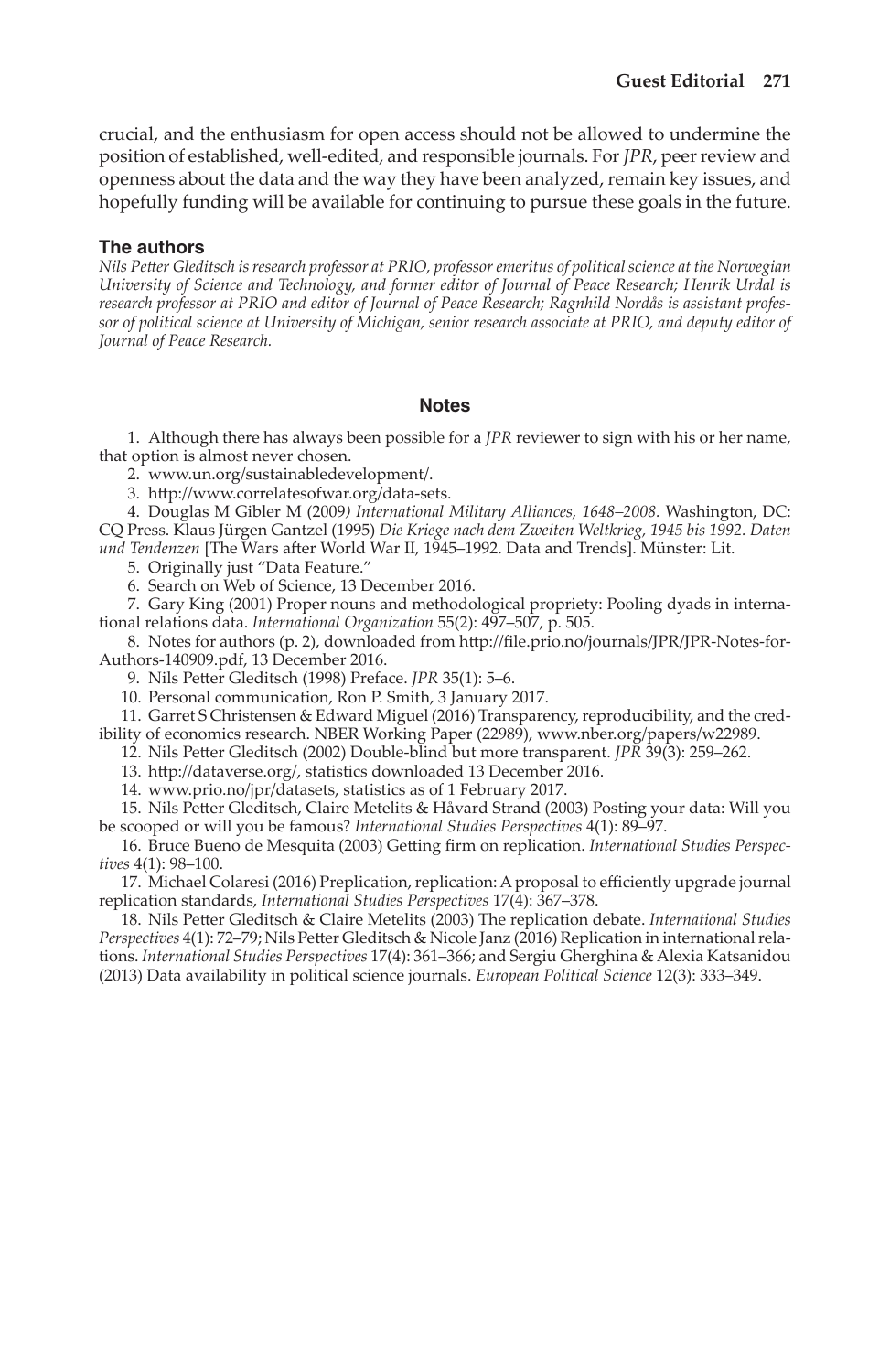crucial, and the enthusiasm for open access should not be allowed to undermine the position of established, well-edited, and responsible journals. For *JPR*, peer review and openness about the data and the way they have been analyzed, remain key issues, and hopefully funding will be available for continuing to pursue these goals in the future.

### The authors

*Nils Petter Gleditsch is research professor at PRIO, professor emeritus of political science at the Norwegian University of Science and Technology, and former editor of Journal of Peace Research; Henrik Urdal is research professor at PRIO and editor of Journal of Peace Research; Ragnhild Nordås is assistant professor of political science at University of Michigan, senior research associate at PRIO, and deputy editor of Journal of Peace Research.*

## Notes

1. Although there has always been possible for a *JPR* reviewer to sign with his or her name, that option is almost never chosen.
2. www.un.org/sustainabledevelopment/.
3. http://www.correlatesofwar.org/data-sets.
4. Douglas M Gibler M (2009*) International Military Alliances, 1648–2008.* Washington, DC: CQ Press. Klaus Jürgen Gantzel (1995) *Die Kriege nach dem Zweiten Weltkrieg, 1945 bis 1992. Daten und Tendenzen* [The Wars after World War II, 1945–1992. Data and Trends]. Münster: Lit.
5. Originally just "Data Feature."
6. Search on Web of Science, 13 December 2016.
7. Gary King (2001) Proper nouns and methodological propriety: Pooling dyads in international relations data. *International Organization* 55(2): 497–507, p. 505.
8. Notes for authors (p. 2), downloaded from http://file.prio.no/journals/JPR/JPR-Notes-for-Authors-140909.pdf, 13 December 2016.
9. Nils Petter Gleditsch (1998) Preface. *JPR* 35(1): 5–6.
10. Personal communication, Ron P. Smith, 3 January 2017.
11. Garret S Christensen & Edward Miguel (2016) Transparency, reproducibility, and the credibility of economics research. NBER Working Paper (22989), www.nber.org/papers/w22989.
12. Nils Petter Gleditsch (2002) Double-blind but more transparent. *JPR* 39(3): 259–262.
13. http://dataverse.org/, statistics downloaded 13 December 2016.
14. www.prio.no/jpr/datasets, statistics as of 1 February 2017.
15. Nils Petter Gleditsch, Claire Metelits & Håvard Strand (2003) Posting your data: Will you be scooped or will you be famous? *International Studies Perspectives* 4(1): 89–97.
16. Bruce Bueno de Mesquita (2003) Getting firm on replication. *International Studies Perspectives* 4(1): 98–100.
17. Michael Colaresi (2016) Preplication, replication: A proposal to efficiently upgrade journal replication standards, *International Studies Perspectives* 17(4): 367–378.
18. Nils Petter Gleditsch & Claire Metelits (2003) The replication debate. *International Studies Perspectives* 4(1): 72–79; Nils Petter Gleditsch & Nicole Janz (2016) Replication in international relations. *International Studies Perspectives* 17(4): 361–366; and Sergiu Gherghina & Alexia Katsanidou (2013) Data availability in political science journals. *European Political Science* 12(3): 333–349.